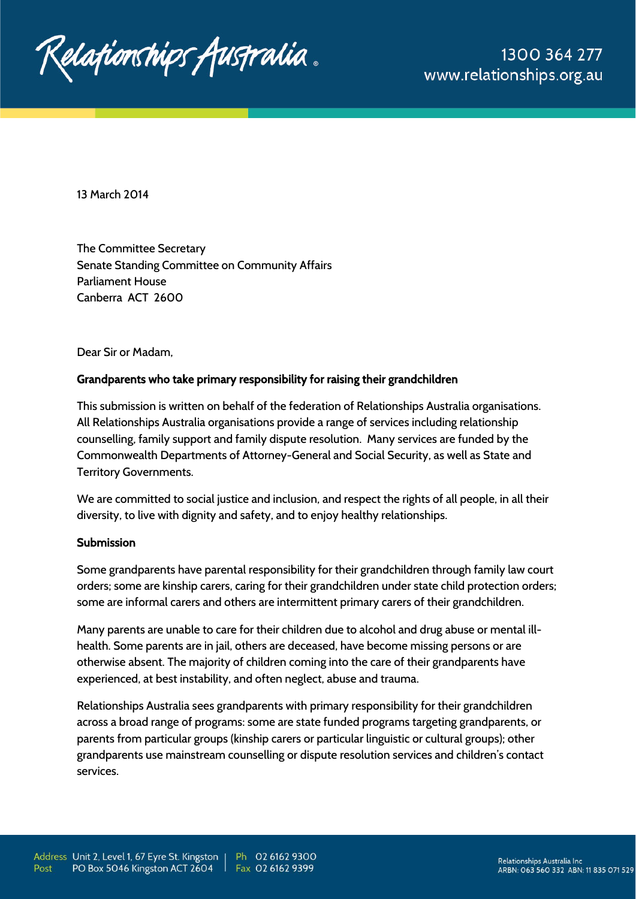13 March 2014

The Committee Secretary
Senate Standing Committee on Community Affairs
Parliament House
Canberra ACT 2600

Dear Sir or Madam,

**Grandparents who take primary responsibility for raising their grandchildren**

This submission is written on behalf of the federation of Relationships Australia organisations. All Relationships Australia organisations provide a range of services including relationship counselling, family support and family dispute resolution. Many services are funded by the Commonwealth Departments of Attorney-General and Social Security, as well as State and Territory Governments.

We are committed to social justice and inclusion, and respect the rights of all people, in all their diversity, to live with dignity and safety, and to enjoy healthy relationships.

**Submission**

Some grandparents have parental responsibility for their grandchildren through family law court orders; some are kinship carers, caring for their grandchildren under state child protection orders; some are informal carers and others are intermittent primary carers of their grandchildren.

Many parents are unable to care for their children due to alcohol and drug abuse or mental ill-health. Some parents are in jail, others are deceased, have become missing persons or are otherwise absent. The majority of children coming into the care of their grandparents have experienced, at best instability, and often neglect, abuse and trauma.

Relationships Australia sees grandparents with primary responsibility for their grandchildren across a broad range of programs: some are state funded programs targeting grandparents, or parents from particular groups (kinship carers or particular linguistic or cultural groups); other grandparents use mainstream counselling or dispute resolution services and children's contact services.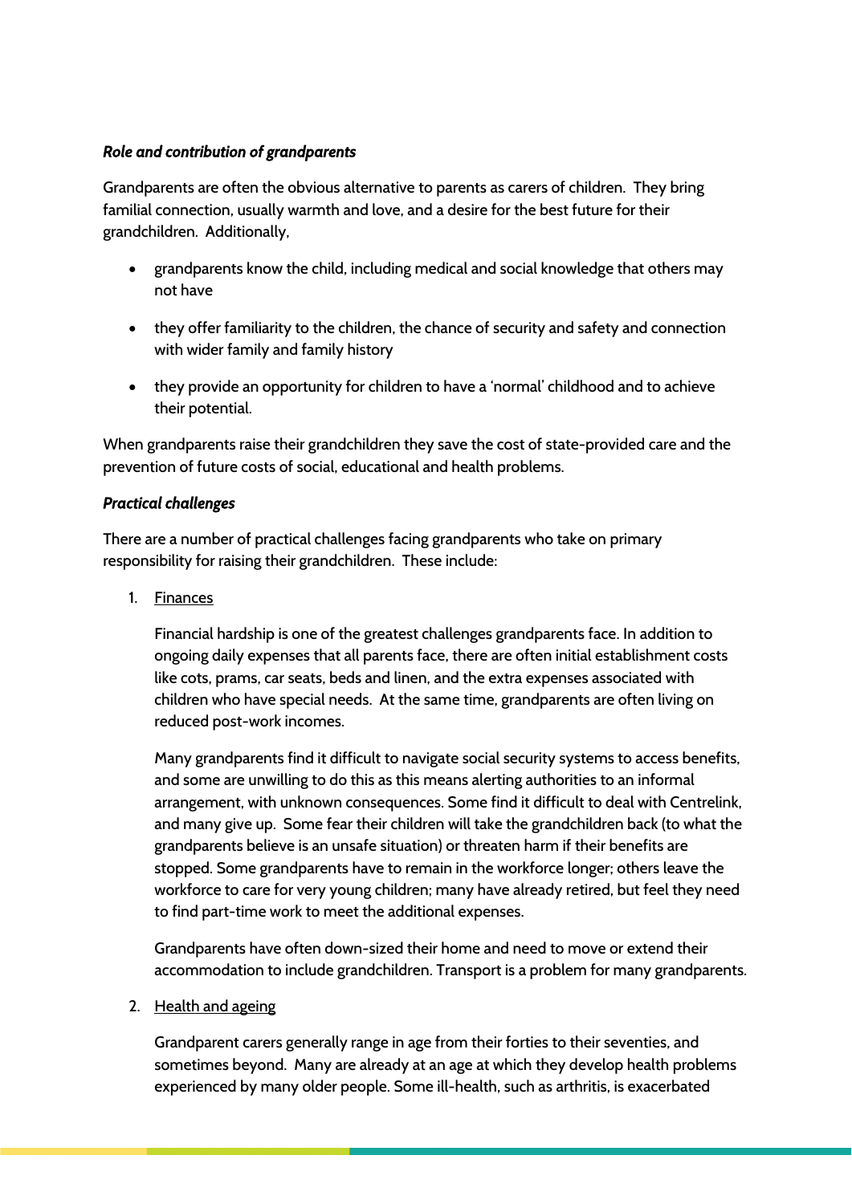***Role and contribution of grandparents***

Grandparents are often the obvious alternative to parents as carers of children. They bring familial connection, usually warmth and love, and a desire for the best future for their grandchildren. Additionally,

- grandparents know the child, including medical and social knowledge that others may not have
- they offer familiarity to the children, the chance of security and safety and connection with wider family and family history
- they provide an opportunity for children to have a 'normal' childhood and to achieve their potential.

When grandparents raise their grandchildren they save the cost of state-provided care and the prevention of future costs of social, educational and health problems.

***Practical challenges***

There are a number of practical challenges facing grandparents who take on primary responsibility for raising their grandchildren. These include:

1. <u>Finances</u>

   Financial hardship is one of the greatest challenges grandparents face. In addition to ongoing daily expenses that all parents face, there are often initial establishment costs like cots, prams, car seats, beds and linen, and the extra expenses associated with children who have special needs. At the same time, grandparents are often living on reduced post-work incomes.

   Many grandparents find it difficult to navigate social security systems to access benefits, and some are unwilling to do this as this means alerting authorities to an informal arrangement, with unknown consequences. Some find it difficult to deal with Centrelink, and many give up. Some fear their children will take the grandchildren back (to what the grandparents believe is an unsafe situation) or threaten harm if their benefits are stopped. Some grandparents have to remain in the workforce longer; others leave the workforce to care for very young children; many have already retired, but feel they need to find part-time work to meet the additional expenses.

   Grandparents have often down-sized their home and need to move or extend their accommodation to include grandchildren. Transport is a problem for many grandparents.

2. <u>Health and ageing</u>

   Grandparent carers generally range in age from their forties to their seventies, and sometimes beyond. Many are already at an age at which they develop health problems experienced by many older people. Some ill-health, such as arthritis, is exacerbated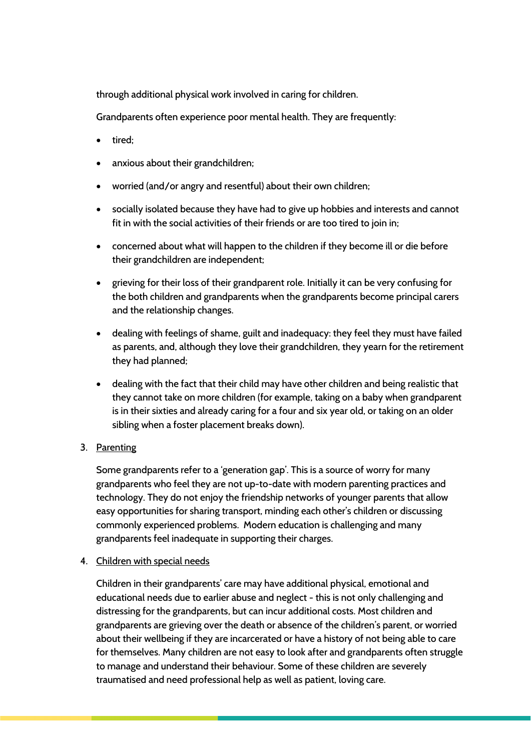through additional physical work involved in caring for children.

Grandparents often experience poor mental health. They are frequently:

- tired;
- anxious about their grandchildren;
- worried (and/or angry and resentful) about their own children;
- socially isolated because they have had to give up hobbies and interests and cannot fit in with the social activities of their friends or are too tired to join in;
- concerned about what will happen to the children if they become ill or die before their grandchildren are independent;
- grieving for their loss of their grandparent role. Initially it can be very confusing for the both children and grandparents when the grandparents become principal carers and the relationship changes.
- dealing with feelings of shame, guilt and inadequacy: they feel they must have failed as parents, and, although they love their grandchildren, they yearn for the retirement they had planned;
- dealing with the fact that their child may have other children and being realistic that they cannot take on more children (for example, taking on a baby when grandparent is in their sixties and already caring for a four and six year old, or taking on an older sibling when a foster placement breaks down).

3. <u>Parenting</u>

   Some grandparents refer to a 'generation gap'. This is a source of worry for many grandparents who feel they are not up-to-date with modern parenting practices and technology. They do not enjoy the friendship networks of younger parents that allow easy opportunities for sharing transport, minding each other's children or discussing commonly experienced problems. Modern education is challenging and many grandparents feel inadequate in supporting their charges.

4. <u>Children with special needs</u>

   Children in their grandparents' care may have additional physical, emotional and educational needs due to earlier abuse and neglect - this is not only challenging and distressing for the grandparents, but can incur additional costs. Most children and grandparents are grieving over the death or absence of the children's parent, or worried about their wellbeing if they are incarcerated or have a history of not being able to care for themselves. Many children are not easy to look after and grandparents often struggle to manage and understand their behaviour. Some of these children are severely traumatised and need professional help as well as patient, loving care.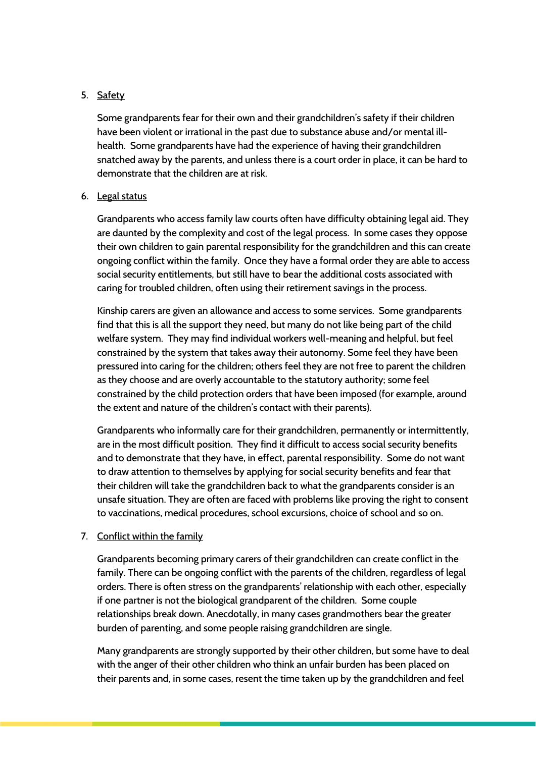5. <u>Safety</u>

   Some grandparents fear for their own and their grandchildren's safety if their children have been violent or irrational in the past due to substance abuse and/or mental ill-health. Some grandparents have had the experience of having their grandchildren snatched away by the parents, and unless there is a court order in place, it can be hard to demonstrate that the children are at risk.

6. <u>Legal status</u>

   Grandparents who access family law courts often have difficulty obtaining legal aid. They are daunted by the complexity and cost of the legal process. In some cases they oppose their own children to gain parental responsibility for the grandchildren and this can create ongoing conflict within the family. Once they have a formal order they are able to access social security entitlements, but still have to bear the additional costs associated with caring for troubled children, often using their retirement savings in the process.

   Kinship carers are given an allowance and access to some services. Some grandparents find that this is all the support they need, but many do not like being part of the child welfare system. They may find individual workers well-meaning and helpful, but feel constrained by the system that takes away their autonomy. Some feel they have been pressured into caring for the children; others feel they are not free to parent the children as they choose and are overly accountable to the statutory authority; some feel constrained by the child protection orders that have been imposed (for example, around the extent and nature of the children's contact with their parents).

   Grandparents who informally care for their grandchildren, permanently or intermittently, are in the most difficult position. They find it difficult to access social security benefits and to demonstrate that they have, in effect, parental responsibility. Some do not want to draw attention to themselves by applying for social security benefits and fear that their children will take the grandchildren back to what the grandparents consider is an unsafe situation. They are often are faced with problems like proving the right to consent to vaccinations, medical procedures, school excursions, choice of school and so on.

7. <u>Conflict within the family</u>

   Grandparents becoming primary carers of their grandchildren can create conflict in the family. There can be ongoing conflict with the parents of the children, regardless of legal orders. There is often stress on the grandparents' relationship with each other, especially if one partner is not the biological grandparent of the children. Some couple relationships break down. Anecdotally, in many cases grandmothers bear the greater burden of parenting, and some people raising grandchildren are single.

   Many grandparents are strongly supported by their other children, but some have to deal with the anger of their other children who think an unfair burden has been placed on their parents and, in some cases, resent the time taken up by the grandchildren and feel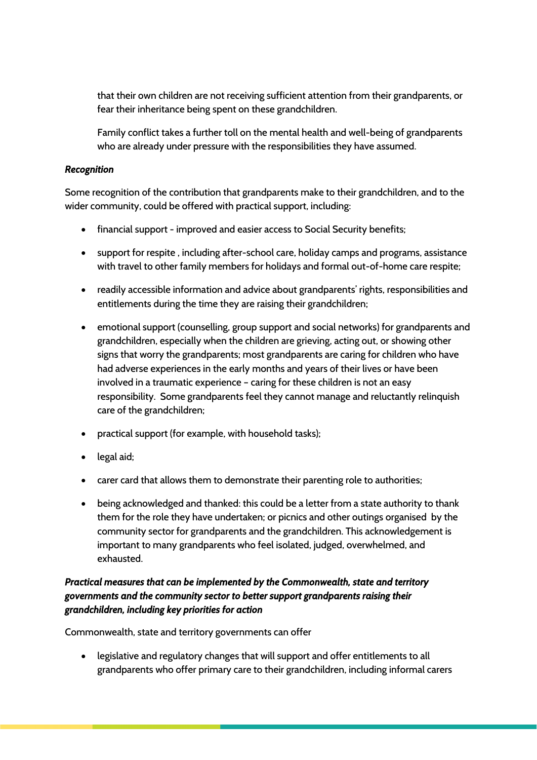that their own children are not receiving sufficient attention from their grandparents, or fear their inheritance being spent on these grandchildren.

Family conflict takes a further toll on the mental health and well-being of grandparents who are already under pressure with the responsibilities they have assumed.

***Recognition***

Some recognition of the contribution that grandparents make to their grandchildren, and to the wider community, could be offered with practical support, including:

- financial support - improved and easier access to Social Security benefits;
- support for respite , including after-school care, holiday camps and programs, assistance with travel to other family members for holidays and formal out-of-home care respite;
- readily accessible information and advice about grandparents' rights, responsibilities and entitlements during the time they are raising their grandchildren;
- emotional support (counselling, group support and social networks) for grandparents and grandchildren, especially when the children are grieving, acting out, or showing other signs that worry the grandparents; most grandparents are caring for children who have had adverse experiences in the early months and years of their lives or have been involved in a traumatic experience – caring for these children is not an easy responsibility. Some grandparents feel they cannot manage and reluctantly relinquish care of the grandchildren;
- practical support (for example, with household tasks);
- legal aid;
- carer card that allows them to demonstrate their parenting role to authorities;
- being acknowledged and thanked: this could be a letter from a state authority to thank them for the role they have undertaken; or picnics and other outings organised by the community sector for grandparents and the grandchildren. This acknowledgement is important to many grandparents who feel isolated, judged, overwhelmed, and exhausted.

***Practical measures that can be implemented by the Commonwealth, state and territory governments and the community sector to better support grandparents raising their grandchildren, including key priorities for action***

Commonwealth, state and territory governments can offer

- legislative and regulatory changes that will support and offer entitlements to all grandparents who offer primary care to their grandchildren, including informal carers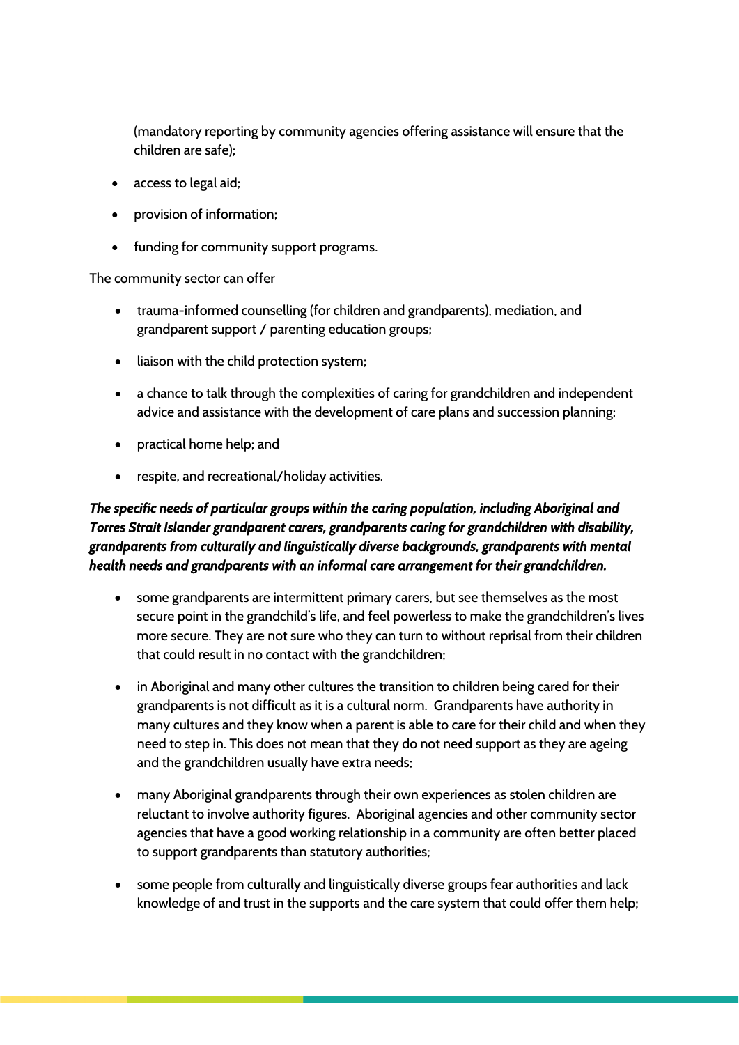(mandatory reporting by community agencies offering assistance will ensure that the children are safe);

- access to legal aid;
- provision of information;
- funding for community support programs.

The community sector can offer

- trauma-informed counselling (for children and grandparents), mediation, and grandparent support / parenting education groups;
- liaison with the child protection system;
- a chance to talk through the complexities of caring for grandchildren and independent advice and assistance with the development of care plans and succession planning;
- practical home help; and
- respite, and recreational/holiday activities.

***The specific needs of particular groups within the caring population, including Aboriginal and Torres Strait Islander grandparent carers, grandparents caring for grandchildren with disability, grandparents from culturally and linguistically diverse backgrounds, grandparents with mental health needs and grandparents with an informal care arrangement for their grandchildren.***

- some grandparents are intermittent primary carers, but see themselves as the most secure point in the grandchild's life, and feel powerless to make the grandchildren's lives more secure. They are not sure who they can turn to without reprisal from their children that could result in no contact with the grandchildren;
- in Aboriginal and many other cultures the transition to children being cared for their grandparents is not difficult as it is a cultural norm. Grandparents have authority in many cultures and they know when a parent is able to care for their child and when they need to step in. This does not mean that they do not need support as they are ageing and the grandchildren usually have extra needs;
- many Aboriginal grandparents through their own experiences as stolen children are reluctant to involve authority figures. Aboriginal agencies and other community sector agencies that have a good working relationship in a community are often better placed to support grandparents than statutory authorities;
- some people from culturally and linguistically diverse groups fear authorities and lack knowledge of and trust in the supports and the care system that could offer them help;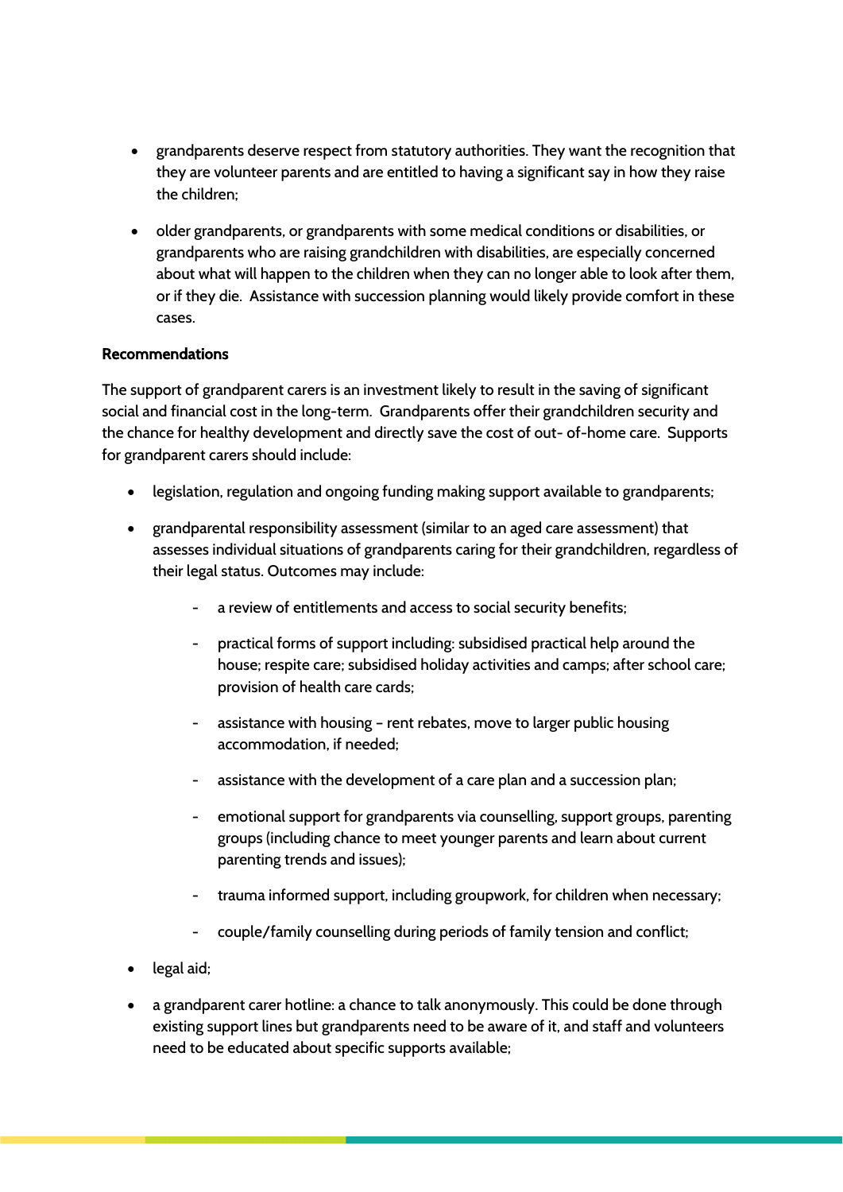- grandparents deserve respect from statutory authorities. They want the recognition that they are volunteer parents and are entitled to having a significant say in how they raise the children;

- older grandparents, or grandparents with some medical conditions or disabilities, or grandparents who are raising grandchildren with disabilities, are especially concerned about what will happen to the children when they can no longer able to look after them, or if they die. Assistance with succession planning would likely provide comfort in these cases.

**Recommendations**

The support of grandparent carers is an investment likely to result in the saving of significant social and financial cost in the long-term. Grandparents offer their grandchildren security and the chance for healthy development and directly save the cost of out- of-home care. Supports for grandparent carers should include:

- legislation, regulation and ongoing funding making support available to grandparents;

- grandparental responsibility assessment (similar to an aged care assessment) that assesses individual situations of grandparents caring for their grandchildren, regardless of their legal status. Outcomes may include:

  - a review of entitlements and access to social security benefits;

  - practical forms of support including: subsidised practical help around the house; respite care; subsidised holiday activities and camps; after school care; provision of health care cards;

  - assistance with housing – rent rebates, move to larger public housing accommodation, if needed;

  - assistance with the development of a care plan and a succession plan;

  - emotional support for grandparents via counselling, support groups, parenting groups (including chance to meet younger parents and learn about current parenting trends and issues);

  - trauma informed support, including groupwork, for children when necessary;

  - couple/family counselling during periods of family tension and conflict;

- legal aid;

- a grandparent carer hotline: a chance to talk anonymously. This could be done through existing support lines but grandparents need to be aware of it, and staff and volunteers need to be educated about specific supports available;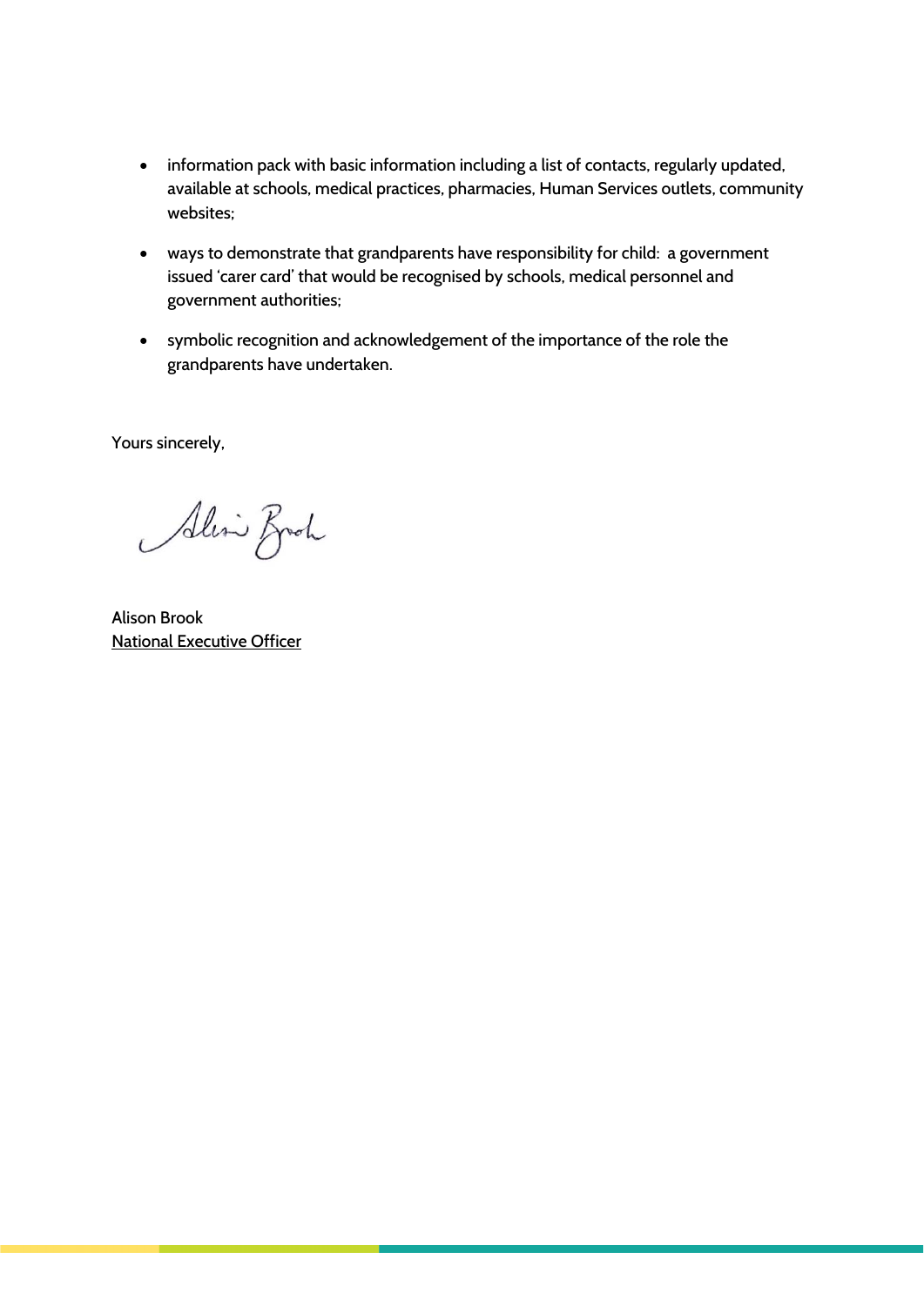- information pack with basic information including a list of contacts, regularly updated, available at schools, medical practices, pharmacies, Human Services outlets, community websites;

- ways to demonstrate that grandparents have responsibility for child: a government issued 'carer card' that would be recognised by schools, medical personnel and government authorities;

- symbolic recognition and acknowledgement of the importance of the role the grandparents have undertaken.

Yours sincerely,

Alison Brook
National Executive Officer